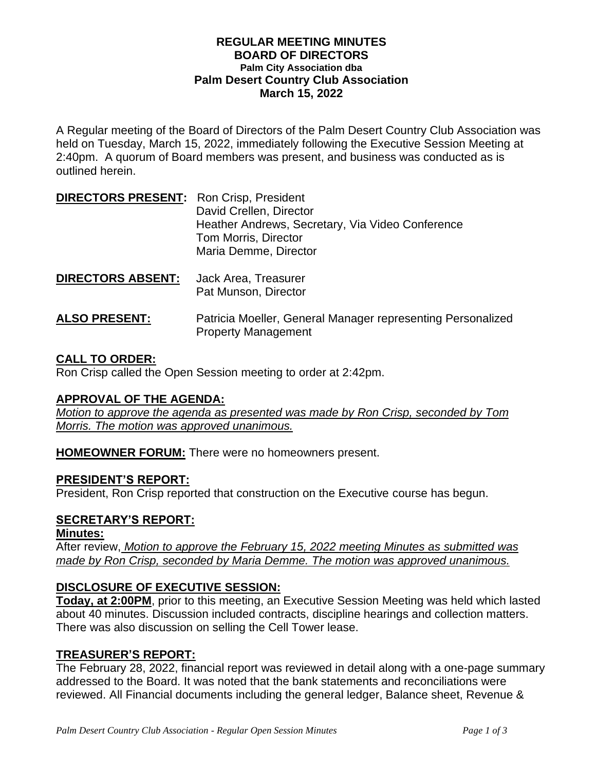**REGULAR MEETING MINUTES**
**BOARD OF DIRECTORS**
**Palm City Association dba**
**Palm Desert Country Club Association**
**March 15, 2022**

A Regular meeting of the Board of Directors of the Palm Desert Country Club Association was held on Tuesday, March 15, 2022, immediately following the Executive Session Meeting at 2:40pm. A quorum of Board members was present, and business was conducted as is outlined herein.

**DIRECTORS PRESENT:** Ron Crisp, President
David Crellen, Director
Heather Andrews, Secretary, Via Video Conference
Tom Morris, Director
Maria Demme, Director

**DIRECTORS ABSENT:** Jack Area, Treasurer
Pat Munson, Director

**ALSO PRESENT:** Patricia Moeller, General Manager representing Personalized Property Management

**CALL TO ORDER:**
Ron Crisp called the Open Session meeting to order at 2:42pm.

**APPROVAL OF THE AGENDA:**
*Motion to approve the agenda as presented was made by Ron Crisp, seconded by Tom Morris. The motion was approved unanimous.*

**HOMEOWNER FORUM:** There were no homeowners present.

**PRESIDENT'S REPORT:**
President, Ron Crisp reported that construction on the Executive course has begun.

**SECRETARY'S REPORT:**
**Minutes:**
After review, *Motion to approve the February 15, 2022 meeting Minutes as submitted was made by Ron Crisp, seconded by Maria Demme. The motion was approved unanimous.*

**DISCLOSURE OF EXECUTIVE SESSION:**
**Today, at 2:00PM**, prior to this meeting, an Executive Session Meeting was held which lasted about 40 minutes. Discussion included contracts, discipline hearings and collection matters. There was also discussion on selling the Cell Tower lease.

**TREASURER'S REPORT:**
The February 28, 2022, financial report was reviewed in detail along with a one-page summary addressed to the Board. It was noted that the bank statements and reconciliations were reviewed. All Financial documents including the general ledger, Balance sheet, Revenue &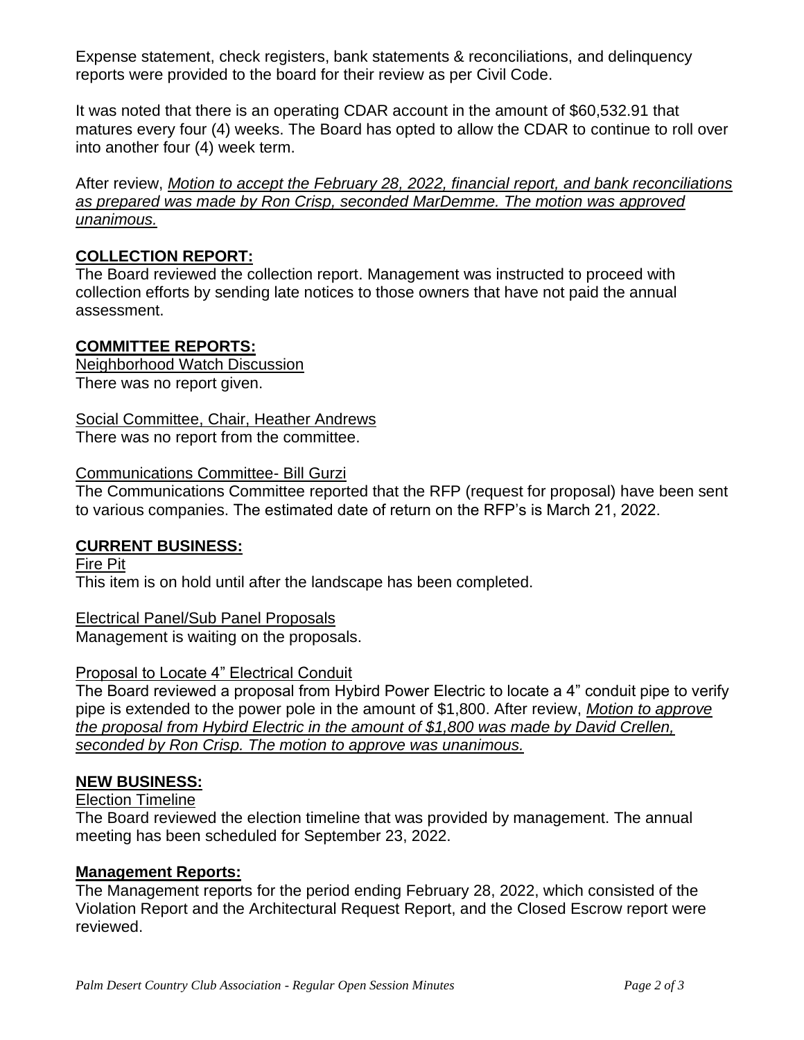Expense statement, check registers, bank statements & reconciliations, and delinquency reports were provided to the board for their review as per Civil Code.

It was noted that there is an operating CDAR account in the amount of $60,532.91 that matures every four (4) weeks. The Board has opted to allow the CDAR to continue to roll over into another four (4) week term.

After review, *Motion to accept the February 28, 2022, financial report, and bank reconciliations as prepared was made by Ron Crisp, seconded MarDemme. The motion was approved unanimous.*

**COLLECTION REPORT:**

The Board reviewed the collection report. Management was instructed to proceed with collection efforts by sending late notices to those owners that have not paid the annual assessment.

**COMMITTEE REPORTS:**

Neighborhood Watch Discussion
There was no report given.

Social Committee, Chair, Heather Andrews
There was no report from the committee.

Communications Committee- Bill Gurzi
The Communications Committee reported that the RFP (request for proposal) have been sent to various companies. The estimated date of return on the RFP's is March 21, 2022.

**CURRENT BUSINESS:**

Fire Pit
This item is on hold until after the landscape has been completed.

Electrical Panel/Sub Panel Proposals
Management is waiting on the proposals.

Proposal to Locate 4" Electrical Conduit
The Board reviewed a proposal from Hybird Power Electric to locate a 4" conduit pipe to verify pipe is extended to the power pole in the amount of $1,800. After review, *Motion to approve the proposal from Hybird Electric in the amount of $1,800 was made by David Crellen, seconded by Ron Crisp. The motion to approve was unanimous.*

**NEW BUSINESS:**

Election Timeline
The Board reviewed the election timeline that was provided by management. The annual meeting has been scheduled for September 23, 2022.

**Management Reports:**

The Management reports for the period ending February 28, 2022, which consisted of the Violation Report and the Architectural Request Report, and the Closed Escrow report were reviewed.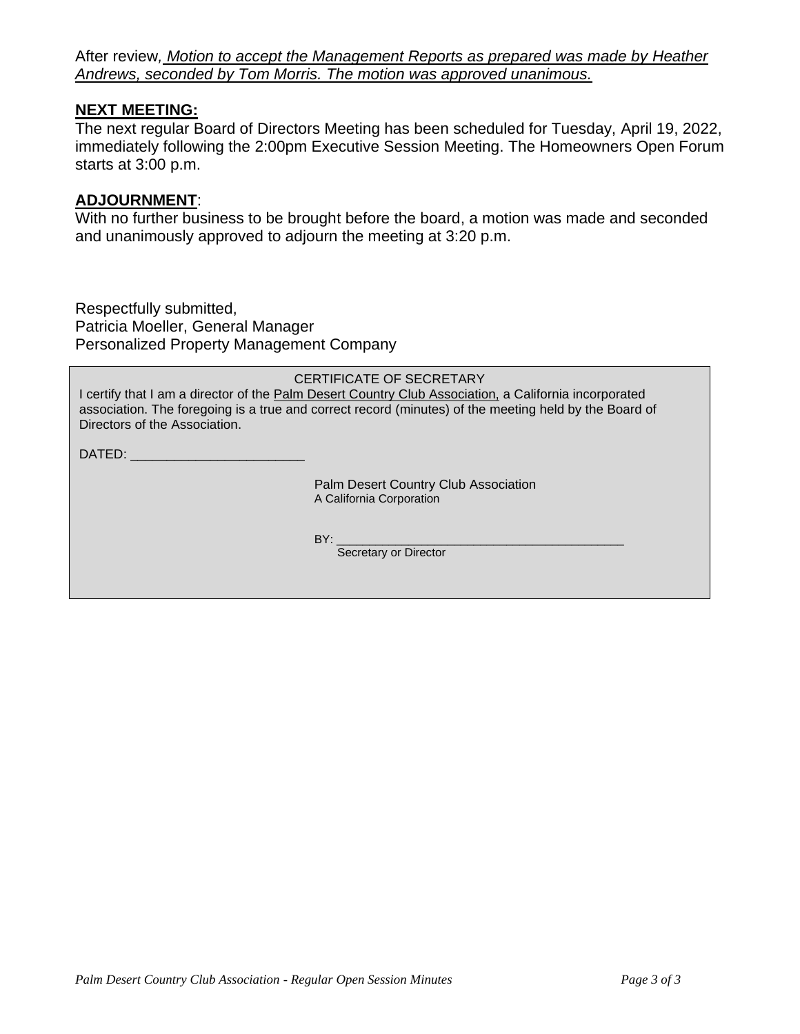After review, *Motion to accept the Management Reports as prepared was made by Heather Andrews, seconded by Tom Morris. The motion was approved unanimous.*

**NEXT MEETING:**

The next regular Board of Directors Meeting has been scheduled for Tuesday, April 19, 2022, immediately following the 2:00pm Executive Session Meeting. The Homeowners Open Forum starts at 3:00 p.m.

**ADJOURNMENT**:

With no further business to be brought before the board, a motion was made and seconded and unanimously approved to adjourn the meeting at 3:20 p.m.

Respectfully submitted,
Patricia Moeller, General Manager
Personalized Property Management Company

CERTIFICATE OF SECRETARY

I certify that I am a director of the Palm Desert Country Club Association, a California incorporated association. The foregoing is a true and correct record (minutes) of the meeting held by the Board of Directors of the Association.

DATED: ________________________

Palm Desert Country Club Association
A California Corporation

BY: ________________________________________
Secretary or Director